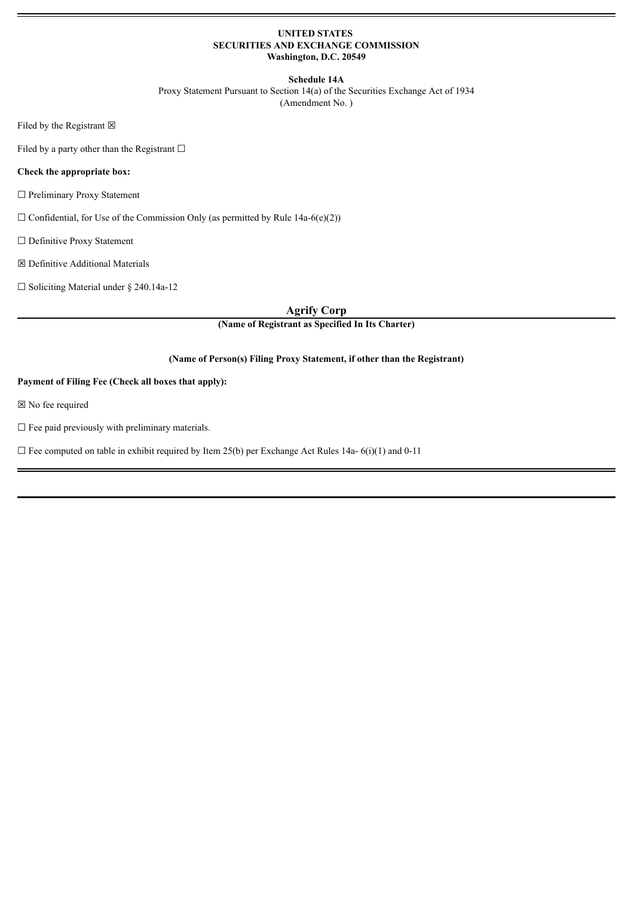**UNITED STATES**
**SECURITIES AND EXCHANGE COMMISSION**
**Washington, D.C. 20549**

**Schedule 14A**

Proxy Statement Pursuant to Section 14(a) of the Securities Exchange Act of 1934
(Amendment No. )

Filed by the Registrant ☒

Filed by a party other than the Registrant ☐

**Check the appropriate box:**

☐ Preliminary Proxy Statement

☐ Confidential, for Use of the Commission Only (as permitted by Rule 14a-6(e)(2))

☐ Definitive Proxy Statement

☒ Definitive Additional Materials

☐ Soliciting Material under § 240.14a-12

**Agrify Corp**

**(Name of Registrant as Specified In Its Charter)**

**(Name of Person(s) Filing Proxy Statement, if other than the Registrant)**

**Payment of Filing Fee (Check all boxes that apply):**

☒ No fee required

☐ Fee paid previously with preliminary materials.

☐ Fee computed on table in exhibit required by Item 25(b) per Exchange Act Rules 14a- 6(i)(1) and 0-11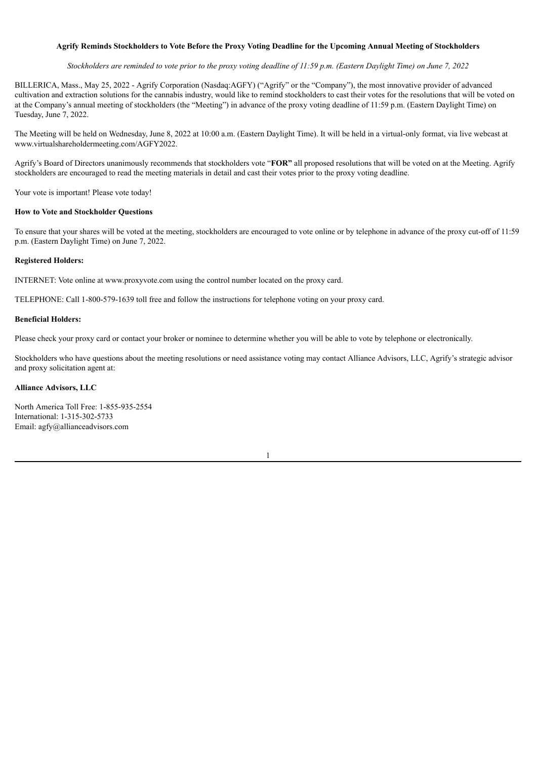**Agrify Reminds Stockholders to Vote Before the Proxy Voting Deadline for the Upcoming Annual Meeting of Stockholders**

*Stockholders are reminded to vote prior to the proxy voting deadline of 11:59 p.m. (Eastern Daylight Time) on June 7, 2022*

BILLERICA, Mass., May 25, 2022 - Agrify Corporation (Nasdaq:AGFY) ("Agrify" or the "Company"), the most innovative provider of advanced cultivation and extraction solutions for the cannabis industry, would like to remind stockholders to cast their votes for the resolutions that will be voted on at the Company's annual meeting of stockholders (the "Meeting") in advance of the proxy voting deadline of 11:59 p.m. (Eastern Daylight Time) on Tuesday, June 7, 2022.

The Meeting will be held on Wednesday, June 8, 2022 at 10:00 a.m. (Eastern Daylight Time). It will be held in a virtual-only format, via live webcast at www.virtualshareholdermeeting.com/AGFY2022.

Agrify's Board of Directors unanimously recommends that stockholders vote "**FOR"** all proposed resolutions that will be voted on at the Meeting. Agrify stockholders are encouraged to read the meeting materials in detail and cast their votes prior to the proxy voting deadline.

Your vote is important! Please vote today!

**How to Vote and Stockholder Questions**

To ensure that your shares will be voted at the meeting, stockholders are encouraged to vote online or by telephone in advance of the proxy cut-off of 11:59 p.m. (Eastern Daylight Time) on June 7, 2022.

**Registered Holders:**

INTERNET: Vote online at www.proxyvote.com using the control number located on the proxy card.

TELEPHONE: Call 1-800-579-1639 toll free and follow the instructions for telephone voting on your proxy card.

**Beneficial Holders:**

Please check your proxy card or contact your broker or nominee to determine whether you will be able to vote by telephone or electronically.

Stockholders who have questions about the meeting resolutions or need assistance voting may contact Alliance Advisors, LLC, Agrify's strategic advisor and proxy solicitation agent at:

**Alliance Advisors, LLC**

North America Toll Free: 1-855-935-2554
International: 1-315-302-5733
Email: agfy@allianceadvisors.com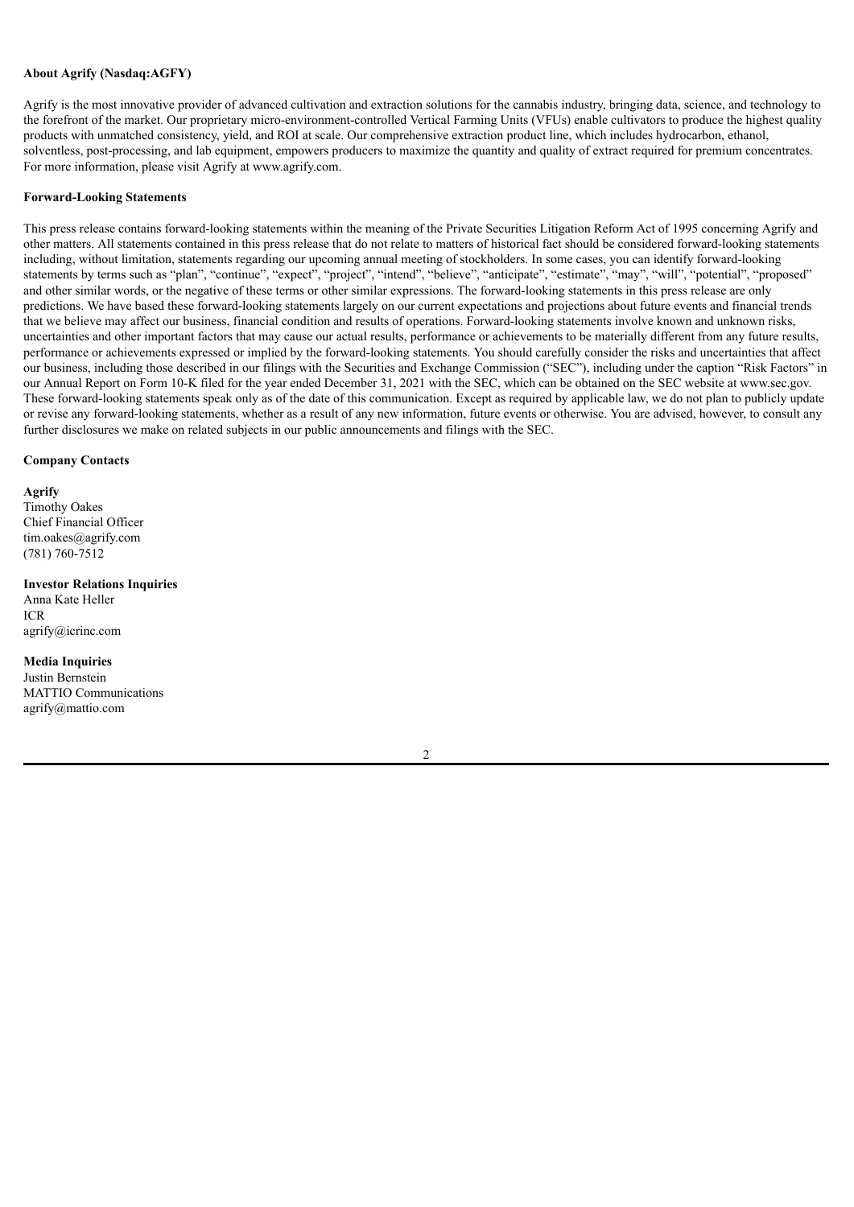**About Agrify (Nasdaq:AGFY)**

Agrify is the most innovative provider of advanced cultivation and extraction solutions for the cannabis industry, bringing data, science, and technology to the forefront of the market. Our proprietary micro-environment-controlled Vertical Farming Units (VFUs) enable cultivators to produce the highest quality products with unmatched consistency, yield, and ROI at scale. Our comprehensive extraction product line, which includes hydrocarbon, ethanol, solventless, post-processing, and lab equipment, empowers producers to maximize the quantity and quality of extract required for premium concentrates. For more information, please visit Agrify at www.agrify.com.

**Forward-Looking Statements**

This press release contains forward-looking statements within the meaning of the Private Securities Litigation Reform Act of 1995 concerning Agrify and other matters. All statements contained in this press release that do not relate to matters of historical fact should be considered forward-looking statements including, without limitation, statements regarding our upcoming annual meeting of stockholders. In some cases, you can identify forward-looking statements by terms such as "plan", "continue", "expect", "project", "intend", "believe", "anticipate", "estimate", "may", "will", "potential", "proposed" and other similar words, or the negative of these terms or other similar expressions. The forward-looking statements in this press release are only predictions. We have based these forward-looking statements largely on our current expectations and projections about future events and financial trends that we believe may affect our business, financial condition and results of operations. Forward-looking statements involve known and unknown risks, uncertainties and other important factors that may cause our actual results, performance or achievements to be materially different from any future results, performance or achievements expressed or implied by the forward-looking statements. You should carefully consider the risks and uncertainties that affect our business, including those described in our filings with the Securities and Exchange Commission ("SEC"), including under the caption "Risk Factors" in our Annual Report on Form 10-K filed for the year ended December 31, 2021 with the SEC, which can be obtained on the SEC website at www.sec.gov. These forward-looking statements speak only as of the date of this communication. Except as required by applicable law, we do not plan to publicly update or revise any forward-looking statements, whether as a result of any new information, future events or otherwise. You are advised, however, to consult any further disclosures we make on related subjects in our public announcements and filings with the SEC.

**Company Contacts**

**Agrify**
Timothy Oakes
Chief Financial Officer
tim.oakes@agrify.com
(781) 760-7512

**Investor Relations Inquiries**
Anna Kate Heller
ICR
agrify@icrinc.com

**Media Inquiries**
Justin Bernstein
MATTIO Communications
agrify@mattio.com